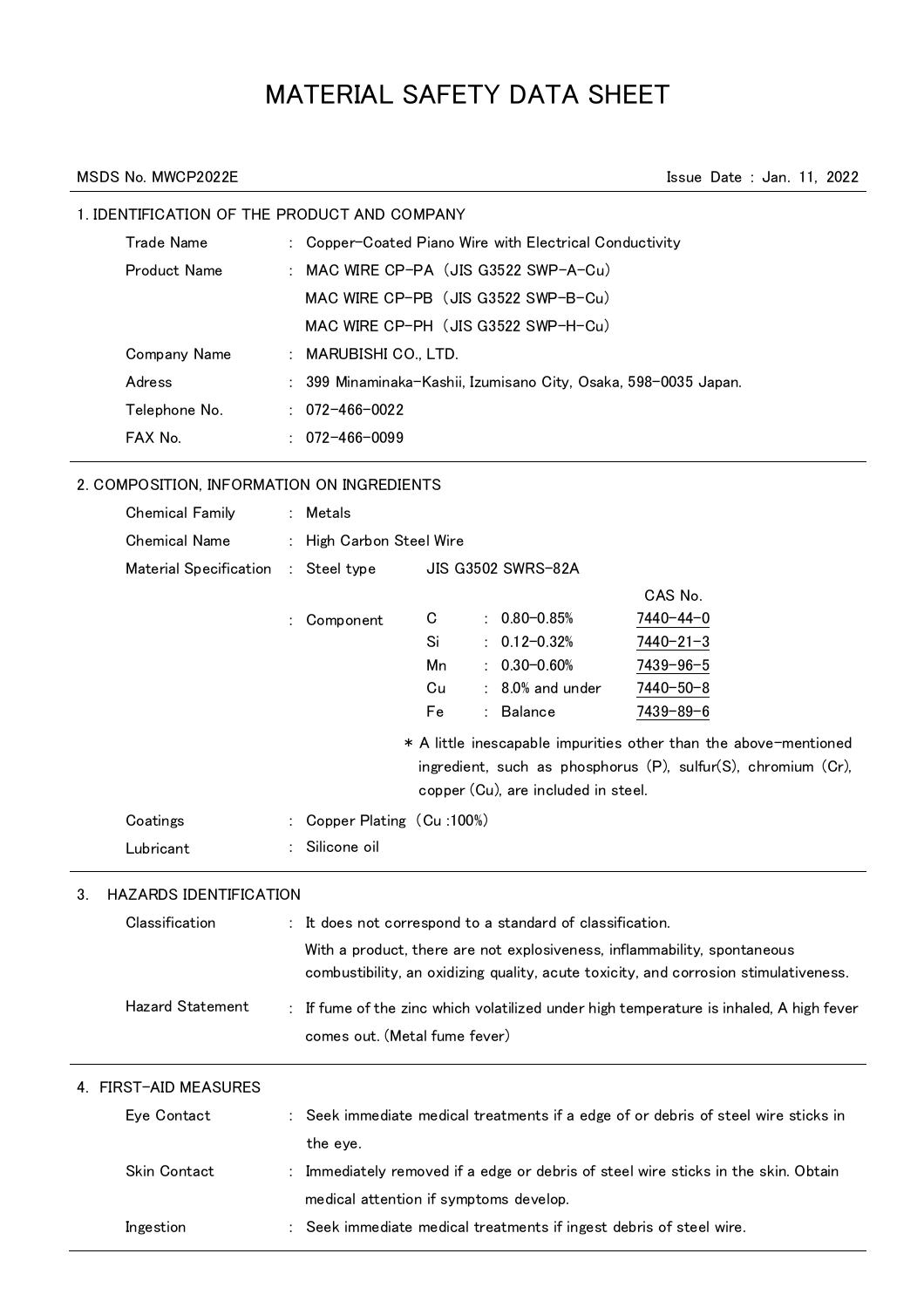# MATERIAL SAFETY DATA SHEET

MSDS No. MWCP2022E　　　　Issue Date : Jan. 11, 2022

## 1. IDENTIFICATION OF THE PRODUCT AND COMPANY

| | | |
|---|---|---|
| Trade Name | : | Copper-Coated Piano Wire with Electrical Conductivity |
| Product Name | : | MAC WIRE CP-PA（JIS G3522 SWP-A-Cu） |
| | | MAC WIRE CP-PB（JIS G3522 SWP-B-Cu） |
| | | MAC WIRE CP-PH（JIS G3522 SWP-H-Cu） |
| Company Name | : | MARUBISHI CO., LTD. |
| Adress | : | 399 Minaminaka-Kashii, Izumisano City, Osaka, 598-0035 Japan. |
| Telephone No. | : | 072-466-0022 |
| FAX No. | : | 072-466-0099 |

## 2. COMPOSITION, INFORMATION ON INGREDIENTS

| | | |
|---|---|---|
| Chemical Family | : | Metals |
| Chemical Name | : | High Carbon Steel Wire |
| Material Specification | : | Steel type　JIS G3502 SWRS-82A |

Component:

| Component | Content | CAS No. |
|---|---|---|
| C | 0.80-0.85% | 7440-44-0 |
| Si | 0.12-0.32% | 7440-21-3 |
| Mn | 0.30-0.60% | 7439-96-5 |
| Cu | 8.0% and under | 7440-50-8 |
| Fe | Balance | 7439-89-6 |

* A little inescapable impurities other than the above-mentioned ingredient, such as phosphorus (P), sulfur(S), chromium (Cr), copper (Cu), are included in steel.

| | | |
|---|---|---|
| Coatings | : | Copper Plating（Cu :100%） |
| Lubricant | : | Silicone oil |

## 3. HAZARDS IDENTIFICATION

| | | |
|---|---|---|
| Classification | : | It does not correspond to a standard of classification. With a product, there are not explosiveness, inflammability, spontaneous combustibility, an oxidizing quality, acute toxicity, and corrosion stimulativeness. |
| Hazard Statement | : | If fume of the zinc which volatilized under high temperature is inhaled, A high fever comes out. (Metal fume fever) |

## 4. FIRST-AID MEASURES

| | | |
|---|---|---|
| Eye Contact | : | Seek immediate medical treatments if a edge of or debris of steel wire sticks in the eye. |
| Skin Contact | : | Immediately removed if a edge or debris of steel wire sticks in the skin. Obtain medical attention if symptoms develop. |
| Ingestion | : | Seek immediate medical treatments if ingest debris of steel wire. |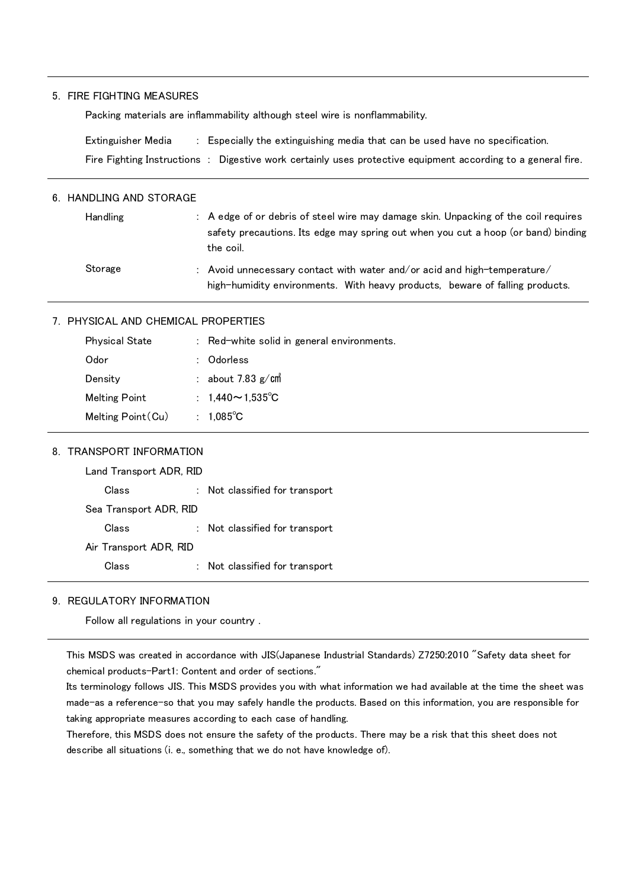## 5. FIRE FIGHTING MEASURES

Packing materials are inflammability although steel wire is nonflammability.

| | | |
|---|---|---|
| Extinguisher Media | : | Especially the extinguishing media that can be used have no specification. |
| Fire Fighting Instructions | : | Digestive work certainly uses protective equipment according to a general fire. |

## 6. HANDLING AND STORAGE

| | | |
|---|---|---|
| Handling | : | A edge of or debris of steel wire may damage skin. Unpacking of the coil requires safety precautions. Its edge may spring out when you cut a hoop (or band) binding the coil. |
| Storage | : | Avoid unnecessary contact with water and/or acid and high-temperature/ high-humidity environments. With heavy products, beware of falling products. |

## 7. PHYSICAL AND CHEMICAL PROPERTIES

| | | |
|---|---|---|
| Physical State | : | Red-white solid in general environments. |
| Odor | : | Odorless |
| Density | : | about 7.83 g/㎤ |
| Melting Point | : | 1,440～1,535℃ |
| Melting Point(Cu) | : | 1,085℃ |

## 8. TRANSPORT INFORMATION

Land Transport ADR, RID

| | | |
|---|---|---|
| Class | : | Not classified for transport |

Sea Transport ADR, RID

| | | |
|---|---|---|
| Class | : | Not classified for transport |

Air Transport ADR, RID

| | | |
|---|---|---|
| Class | : | Not classified for transport |

## 9. REGULATORY INFORMATION

Follow all regulations in your country .

---

This MSDS was created in accordance with JIS(Japanese Industrial Standards) Z7250:2010 "Safety data sheet for chemical products-Part1: Content and order of sections."

Its terminology follows JIS. This MSDS provides you with what information we had available at the time the sheet was made-as a reference-so that you may safely handle the products. Based on this information, you are responsible for taking appropriate measures according to each case of handling.

Therefore, this MSDS does not ensure the safety of the products. There may be a risk that this sheet does not describe all situations (i. e., something that we do not have knowledge of).